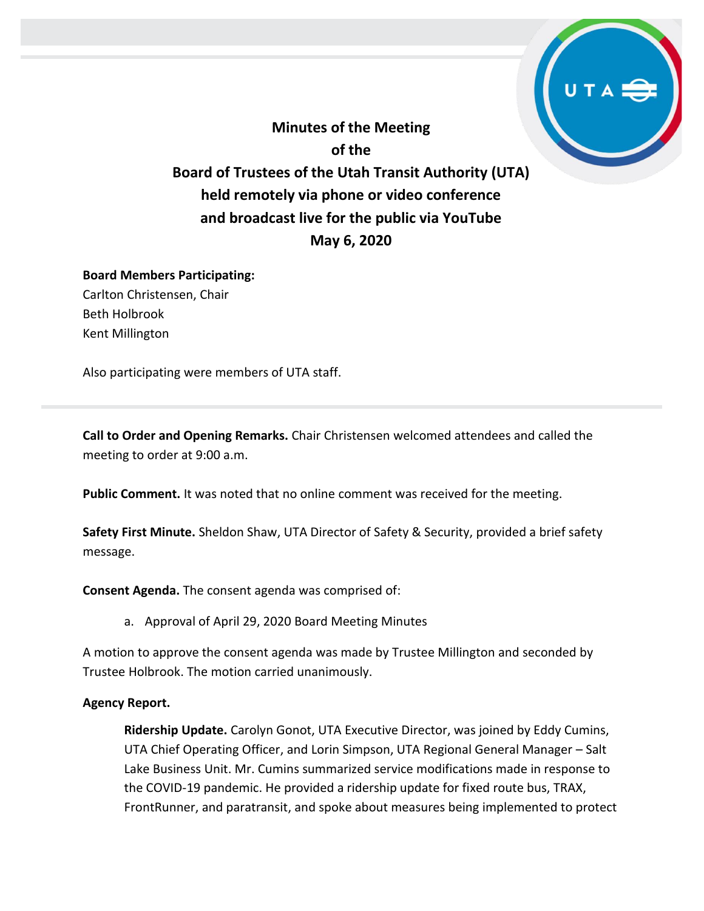# Minutes of the Meeting of the Board of Trustees of the Utah Transit Authority (UTA) held remotely via phone or video conference and broadcast live for the public via YouTube May 6, 2020

**Board Members Participating:**
Carlton Christensen, Chair
Beth Holbrook
Kent Millington

Also participating were members of UTA staff.

---

**Call to Order and Opening Remarks.** Chair Christensen welcomed attendees and called the meeting to order at 9:00 a.m.

**Public Comment.** It was noted that no online comment was received for the meeting.

**Safety First Minute.** Sheldon Shaw, UTA Director of Safety & Security, provided a brief safety message.

**Consent Agenda.** The consent agenda was comprised of:

a. Approval of April 29, 2020 Board Meeting Minutes

A motion to approve the consent agenda was made by Trustee Millington and seconded by Trustee Holbrook. The motion carried unanimously.

**Agency Report.**

> **Ridership Update.** Carolyn Gonot, UTA Executive Director, was joined by Eddy Cumins, UTA Chief Operating Officer, and Lorin Simpson, UTA Regional General Manager – Salt Lake Business Unit. Mr. Cumins summarized service modifications made in response to the COVID-19 pandemic. He provided a ridership update for fixed route bus, TRAX, FrontRunner, and paratransit, and spoke about measures being implemented to protect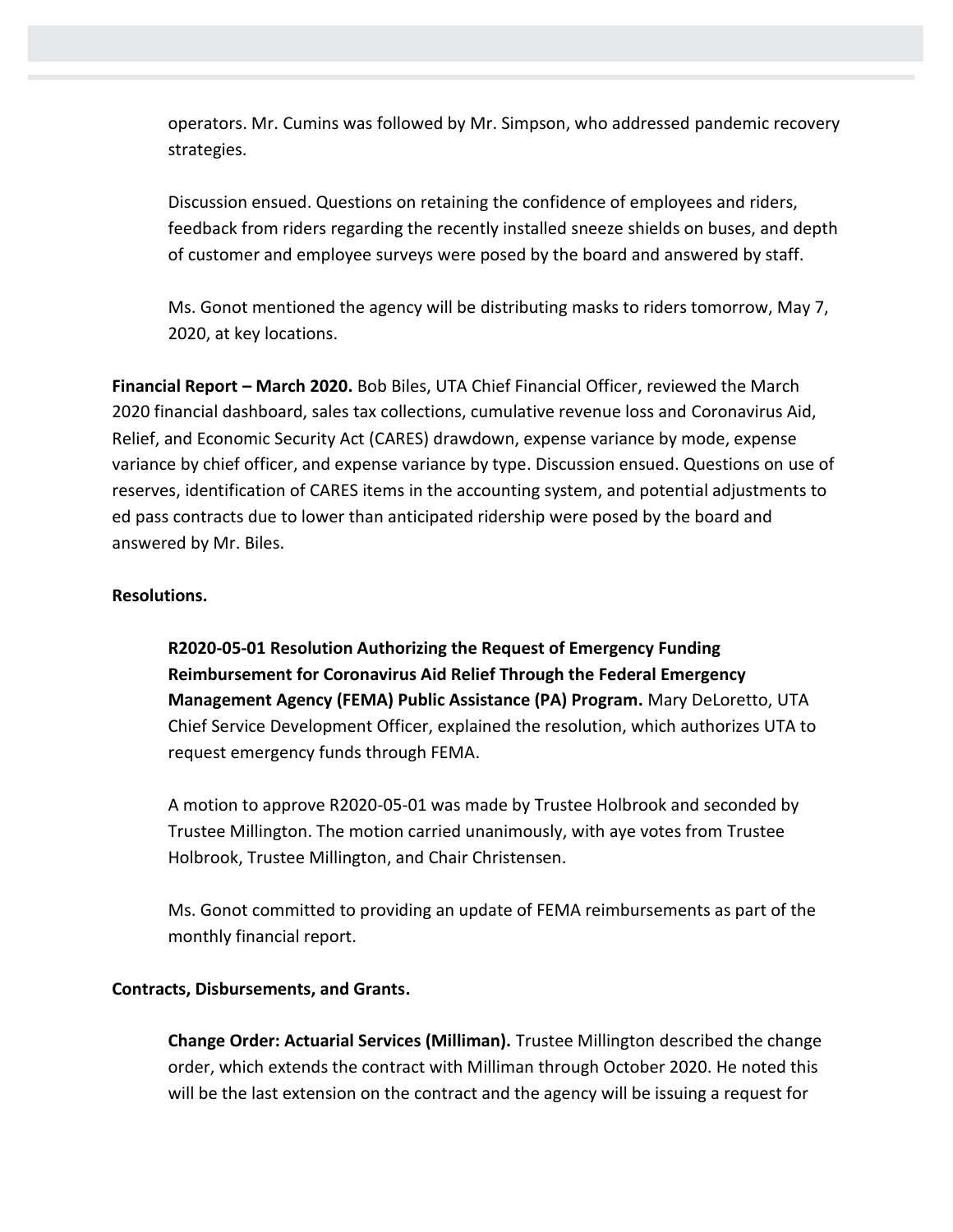operators. Mr. Cumins was followed by Mr. Simpson, who addressed pandemic recovery strategies.

Discussion ensued. Questions on retaining the confidence of employees and riders, feedback from riders regarding the recently installed sneeze shields on buses, and depth of customer and employee surveys were posed by the board and answered by staff.

Ms. Gonot mentioned the agency will be distributing masks to riders tomorrow, May 7, 2020, at key locations.

**Financial Report – March 2020.** Bob Biles, UTA Chief Financial Officer, reviewed the March 2020 financial dashboard, sales tax collections, cumulative revenue loss and Coronavirus Aid, Relief, and Economic Security Act (CARES) drawdown, expense variance by mode, expense variance by chief officer, and expense variance by type. Discussion ensued. Questions on use of reserves, identification of CARES items in the accounting system, and potential adjustments to ed pass contracts due to lower than anticipated ridership were posed by the board and answered by Mr. Biles.

**Resolutions.**

**R2020-05-01 Resolution Authorizing the Request of Emergency Funding Reimbursement for Coronavirus Aid Relief Through the Federal Emergency Management Agency (FEMA) Public Assistance (PA) Program.** Mary DeLoretto, UTA Chief Service Development Officer, explained the resolution, which authorizes UTA to request emergency funds through FEMA.

A motion to approve R2020-05-01 was made by Trustee Holbrook and seconded by Trustee Millington. The motion carried unanimously, with aye votes from Trustee Holbrook, Trustee Millington, and Chair Christensen.

Ms. Gonot committed to providing an update of FEMA reimbursements as part of the monthly financial report.

**Contracts, Disbursements, and Grants.**

**Change Order: Actuarial Services (Milliman).** Trustee Millington described the change order, which extends the contract with Milliman through October 2020. He noted this will be the last extension on the contract and the agency will be issuing a request for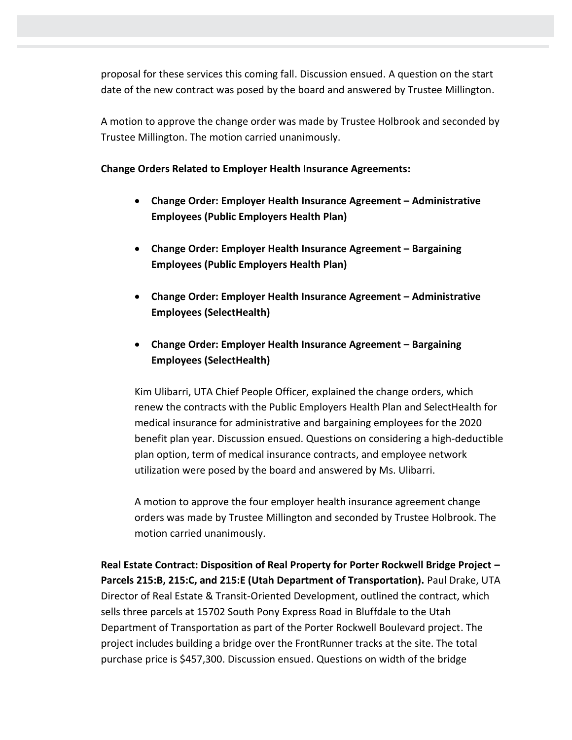proposal for these services this coming fall. Discussion ensued. A question on the start date of the new contract was posed by the board and answered by Trustee Millington.

A motion to approve the change order was made by Trustee Holbrook and seconded by Trustee Millington. The motion carried unanimously.

**Change Orders Related to Employer Health Insurance Agreements:**

- **Change Order: Employer Health Insurance Agreement – Administrative Employees (Public Employers Health Plan)**
- **Change Order: Employer Health Insurance Agreement – Bargaining Employees (Public Employers Health Plan)**
- **Change Order: Employer Health Insurance Agreement – Administrative Employees (SelectHealth)**
- **Change Order: Employer Health Insurance Agreement – Bargaining Employees (SelectHealth)**

Kim Ulibarri, UTA Chief People Officer, explained the change orders, which renew the contracts with the Public Employers Health Plan and SelectHealth for medical insurance for administrative and bargaining employees for the 2020 benefit plan year. Discussion ensued. Questions on considering a high-deductible plan option, term of medical insurance contracts, and employee network utilization were posed by the board and answered by Ms. Ulibarri.

A motion to approve the four employer health insurance agreement change orders was made by Trustee Millington and seconded by Trustee Holbrook. The motion carried unanimously.

**Real Estate Contract: Disposition of Real Property for Porter Rockwell Bridge Project – Parcels 215:B, 215:C, and 215:E (Utah Department of Transportation).** Paul Drake, UTA Director of Real Estate & Transit-Oriented Development, outlined the contract, which sells three parcels at 15702 South Pony Express Road in Bluffdale to the Utah Department of Transportation as part of the Porter Rockwell Boulevard project. The project includes building a bridge over the FrontRunner tracks at the site. The total purchase price is $457,300. Discussion ensued. Questions on width of the bridge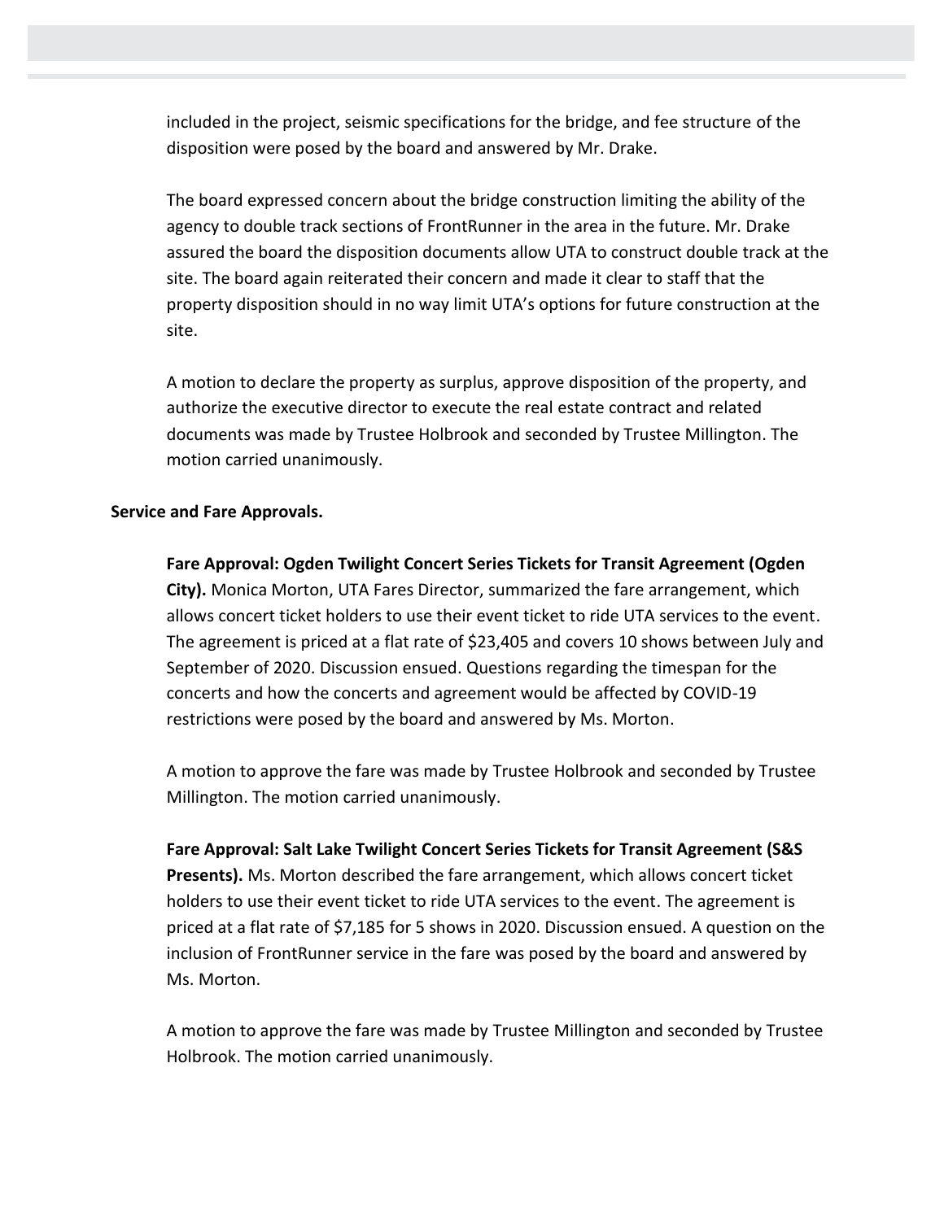included in the project, seismic specifications for the bridge, and fee structure of the disposition were posed by the board and answered by Mr. Drake.

The board expressed concern about the bridge construction limiting the ability of the agency to double track sections of FrontRunner in the area in the future. Mr. Drake assured the board the disposition documents allow UTA to construct double track at the site. The board again reiterated their concern and made it clear to staff that the property disposition should in no way limit UTA's options for future construction at the site.

A motion to declare the property as surplus, approve disposition of the property, and authorize the executive director to execute the real estate contract and related documents was made by Trustee Holbrook and seconded by Trustee Millington. The motion carried unanimously.

**Service and Fare Approvals.**

**Fare Approval: Ogden Twilight Concert Series Tickets for Transit Agreement (Ogden City).** Monica Morton, UTA Fares Director, summarized the fare arrangement, which allows concert ticket holders to use their event ticket to ride UTA services to the event. The agreement is priced at a flat rate of $23,405 and covers 10 shows between July and September of 2020. Discussion ensued. Questions regarding the timespan for the concerts and how the concerts and agreement would be affected by COVID-19 restrictions were posed by the board and answered by Ms. Morton.

A motion to approve the fare was made by Trustee Holbrook and seconded by Trustee Millington. The motion carried unanimously.

**Fare Approval: Salt Lake Twilight Concert Series Tickets for Transit Agreement (S&S Presents).** Ms. Morton described the fare arrangement, which allows concert ticket holders to use their event ticket to ride UTA services to the event. The agreement is priced at a flat rate of $7,185 for 5 shows in 2020. Discussion ensued. A question on the inclusion of FrontRunner service in the fare was posed by the board and answered by Ms. Morton.

A motion to approve the fare was made by Trustee Millington and seconded by Trustee Holbrook. The motion carried unanimously.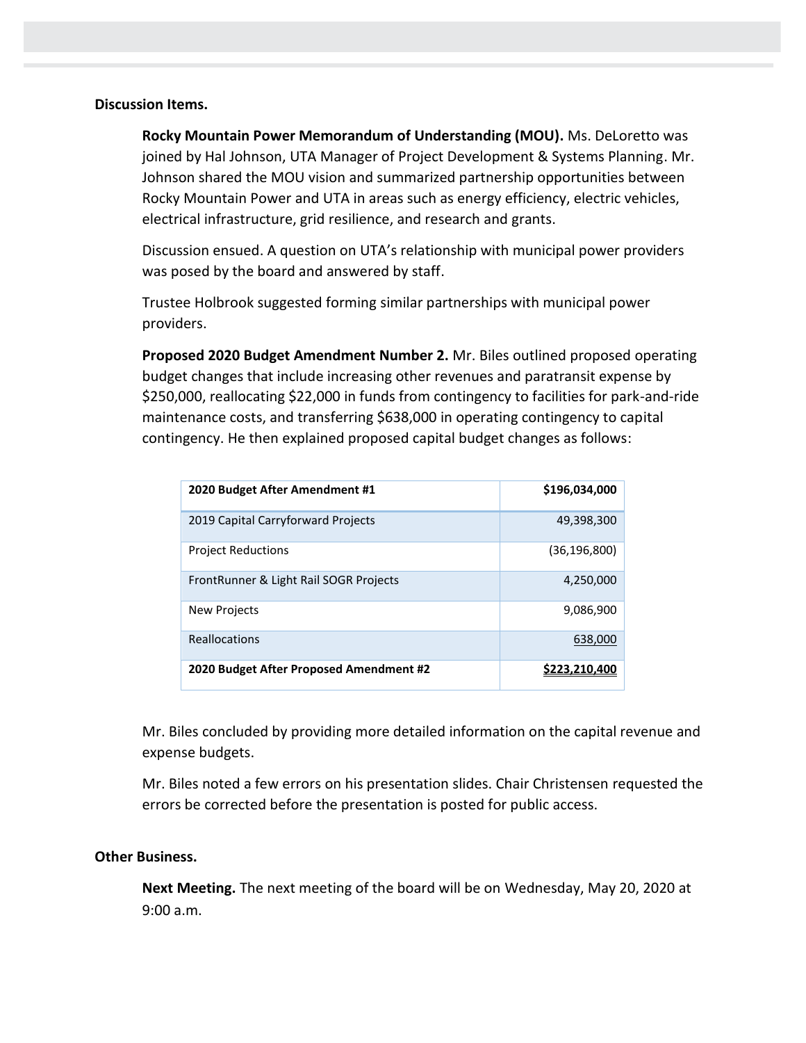**Discussion Items.**

**Rocky Mountain Power Memorandum of Understanding (MOU).** Ms. DeLoretto was joined by Hal Johnson, UTA Manager of Project Development & Systems Planning. Mr. Johnson shared the MOU vision and summarized partnership opportunities between Rocky Mountain Power and UTA in areas such as energy efficiency, electric vehicles, electrical infrastructure, grid resilience, and research and grants.

Discussion ensued. A question on UTA's relationship with municipal power providers was posed by the board and answered by staff.

Trustee Holbrook suggested forming similar partnerships with municipal power providers.

**Proposed 2020 Budget Amendment Number 2.** Mr. Biles outlined proposed operating budget changes that include increasing other revenues and paratransit expense by $250,000, reallocating $22,000 in funds from contingency to facilities for park-and-ride maintenance costs, and transferring $638,000 in operating contingency to capital contingency. He then explained proposed capital budget changes as follows:

| **2020 Budget After Amendment #1** | **$196,034,000** |
|---|---:|
| 2019 Capital Carryforward Projects | 49,398,300 |
| Project Reductions | (36,196,800) |
| FrontRunner & Light Rail SOGR Projects | 4,250,000 |
| New Projects | 9,086,900 |
| Reallocations | 638,000 |
| **2020 Budget After Proposed Amendment #2** | **$223,210,400** |

Mr. Biles concluded by providing more detailed information on the capital revenue and expense budgets.

Mr. Biles noted a few errors on his presentation slides. Chair Christensen requested the errors be corrected before the presentation is posted for public access.

**Other Business.**

**Next Meeting.** The next meeting of the board will be on Wednesday, May 20, 2020 at 9:00 a.m.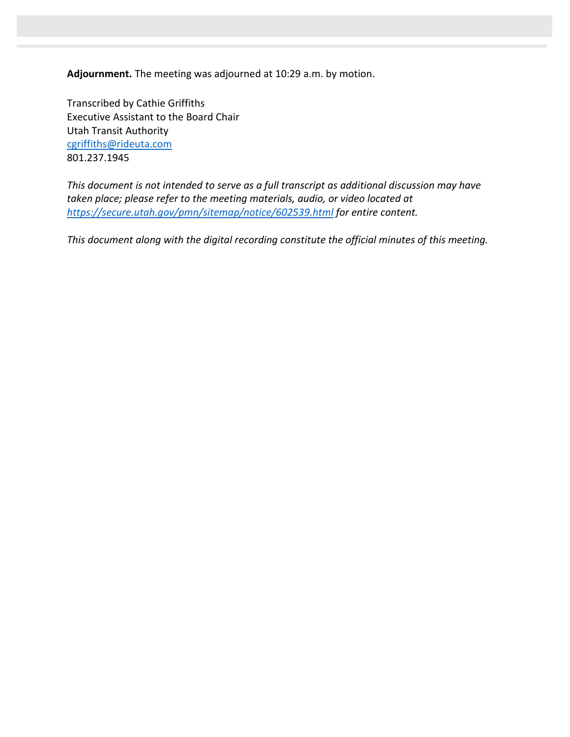**Adjournment.** The meeting was adjourned at 10:29 a.m. by motion.

Transcribed by Cathie Griffiths
Executive Assistant to the Board Chair
Utah Transit Authority
cgriffiths@rideuta.com
801.237.1945

*This document is not intended to serve as a full transcript as additional discussion may have taken place; please refer to the meeting materials, audio, or video located at https://secure.utah.gov/pmn/sitemap/notice/602539.html for entire content.*

*This document along with the digital recording constitute the official minutes of this meeting.*